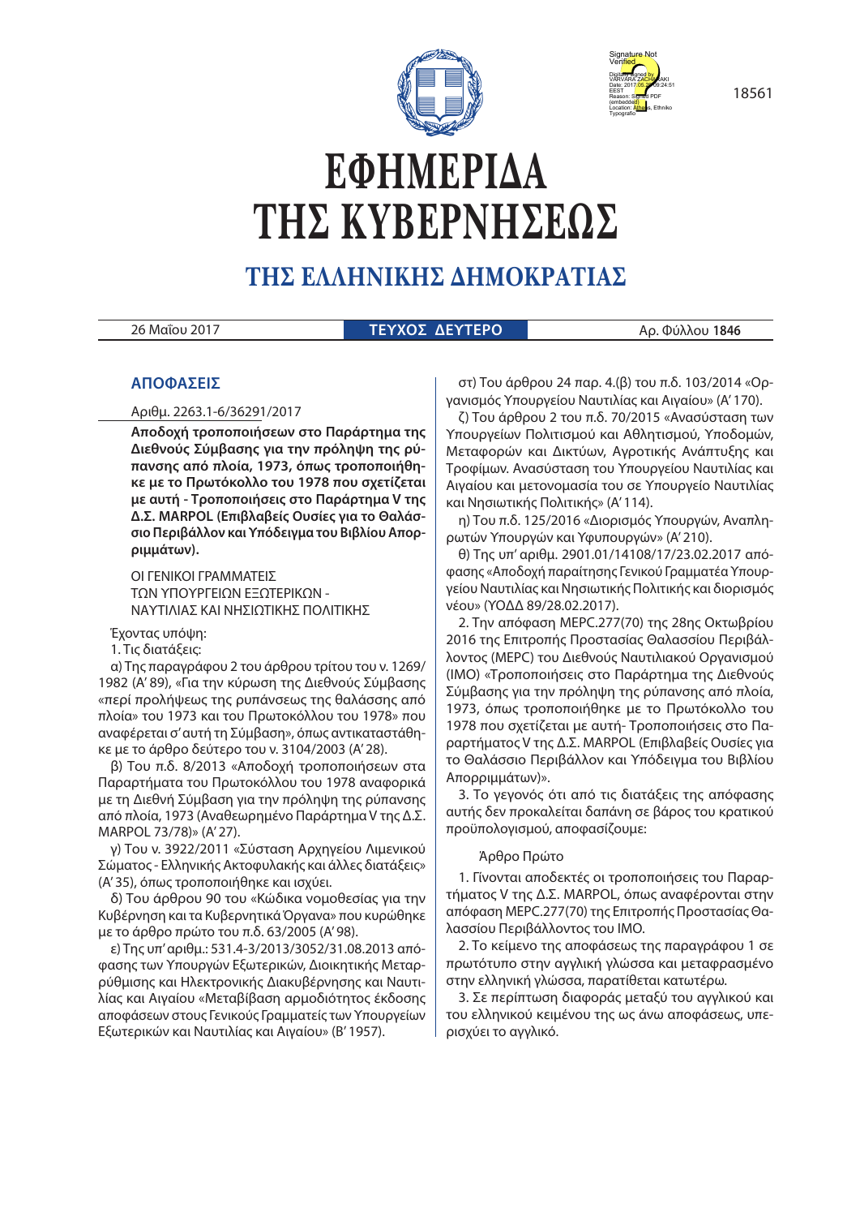# ΕΦΗΜΕΡΙΔΑ ΤΗΣ ΚΥΒΕΡΝΗΣΕΩΣ

## ΤΗΣ ΕΛΛΗΝΙΚΗΣ ΔΗΜΟΚΡΑΤΙΑΣ

26 Μαΐου 2017 | **ΤΕΥΧΟΣ ΔΕΥΤΕΡΟ** | Αρ. Φύλλου **1846**

## ΑΠΟΦΑΣΕΙΣ

Αριθμ. 2263.1-6/36291/2017

**Αποδοχή τροποποιήσεων στο Παράρτημα της Διεθνούς Σύμβασης για την πρόληψη της ρύπανσης από πλοία, 1973, όπως τροποποιήθηκε με το Πρωτόκολλο του 1978 που σχετίζεται με αυτή - Τροποποιήσεις στο Παράρτημα V της Δ.Σ. MARPOL (Επιβλαβείς Ουσίες για το Θαλάσσιο Περιβάλλον και Υπόδειγμα του Βιβλίου Απορριμμάτων).**

ΟΙ ΓΕΝΙΚΟΙ ΓΡΑΜΜΑΤΕΙΣ
ΤΩΝ ΥΠΟΥΡΓΕΙΩΝ ΕΞΩΤΕΡΙΚΩΝ -
ΝΑΥΤΙΛΙΑΣ ΚΑΙ ΝΗΣΙΩΤΙΚΗΣ ΠΟΛΙΤΙΚΗΣ

Έχοντας υπόψη:

1. Τις διατάξεις:

α) Της παραγράφου 2 του άρθρου τρίτου του ν. 1269/1982 (Α' 89), «Για την κύρωση της Διεθνούς Σύμβασης «περί προλήψεως της ρυπάνσεως της θαλάσσης από πλοία» του 1973 και του Πρωτοκόλλου του 1978» που αναφέρεται σ' αυτή τη Σύμβαση», όπως αντικαταστάθηκε με το άρθρο δεύτερο του ν. 3104/2003 (Α' 28).

β) Του π.δ. 8/2013 «Αποδοχή τροποποιήσεων στα Παραρτήματα του Πρωτοκόλλου του 1978 αναφορικά με τη Διεθνή Σύμβαση για την πρόληψη της ρύπανσης από πλοία, 1973 (Αναθεωρημένο Παράρτημα V της Δ.Σ. MARPOL 73/78)» (Α' 27).

γ) Του ν. 3922/2011 «Σύσταση Αρχηγείου Λιμενικού Σώματος - Ελληνικής Ακτοφυλακής και άλλες διατάξεις» (Α' 35), όπως τροποποιήθηκε και ισχύει.

δ) Του άρθρου 90 του «Κώδικα νομοθεσίας για την Κυβέρνηση και τα Κυβερνητικά Όργανα» που κυρώθηκε με το άρθρο πρώτο του π.δ. 63/2005 (Α' 98).

ε) Της υπ' αριθμ.: 531.4-3/2013/3052/31.08.2013 απόφασης των Υπουργών Εξωτερικών, Διοικητικής Μεταρρύθμισης και Ηλεκτρονικής Διακυβέρνησης και Ναυτιλίας και Αιγαίου «Μεταβίβαση αρμοδιότητος έκδοσης αποφάσεων στους Γενικούς Γραμματείς των Υπουργείων Εξωτερικών και Ναυτιλίας και Αιγαίου» (Β' 1957).

στ) Του άρθρου 24 παρ. 4.(β) του π.δ. 103/2014 «Οργανισμός Υπουργείου Ναυτιλίας και Αιγαίου» (Α' 170).

ζ) Του άρθρου 2 του π.δ. 70/2015 «Ανασύσταση των Υπουργείων Πολιτισμού και Αθλητισμού, Υποδομών, Μεταφορών και Δικτύων, Αγροτικής Ανάπτυξης και Τροφίμων. Ανασύσταση του Υπουργείου Ναυτιλίας και Αιγαίου και μετονομασία του σε Υπουργείο Ναυτιλίας και Νησιωτικής Πολιτικής» (Α' 114).

η) Του π.δ. 125/2016 «Διορισμός Υπουργών, Αναπληρωτών Υπουργών και Υφυπουργών» (Α' 210).

θ) Της υπ' αριθμ. 2901.01/14108/17/23.02.2017 απόφασης «Αποδοχή παραίτησης Γενικού Γραμματέα Υπουργείου Ναυτιλίας και Νησιωτικής Πολιτικής και διορισμός νέου» (ΥΟΔΔ 89/28.02.2017).

2. Την απόφαση MEPC.277(70) της 28ης Οκτωβρίου 2016 της Επιτροπής Προστασίας Θαλασσίου Περιβάλλοντος (MEPC) του Διεθνούς Ναυτιλιακού Οργανισμού (IMO) «Τροποποιήσεις στο Παράρτημα της Διεθνούς Σύμβασης για την πρόληψη της ρύπανσης από πλοία, 1973, όπως τροποποιήθηκε με το Πρωτόκολλο του 1978 που σχετίζεται με αυτή- Τροποποιήσεις στο Παραρτήματος V της Δ.Σ. MARPOL (Επιβλαβείς Ουσίες για το Θαλάσσιο Περιβάλλον και Υπόδειγμα του Βιβλίου Απορριμμάτων)».

3. Το γεγονός ότι από τις διατάξεις της απόφασης αυτής δεν προκαλείται δαπάνη σε βάρος του κρατικού προϋπολογισμού, αποφασίζουμε:

Άρθρο Πρώτο

1. Γίνονται αποδεκτές οι τροποποιήσεις του Παραρτήματος V της Δ.Σ. MARPOL, όπως αναφέρονται στην απόφαση MEPC.277(70) της Επιτροπής Προστασίας Θαλασσίου Περιβάλλοντος του IMO.

2. Το κείμενο της αποφάσεως της παραγράφου 1 σε πρωτότυπο στην αγγλική γλώσσα και μεταφρασμένο στην ελληνική γλώσσα, παρατίθεται κατωτέρω.

3. Σε περίπτωση διαφοράς μεταξύ του αγγλικού και του ελληνικού κειμένου της ως άνω αποφάσεως, υπερισχύει το αγγλικό.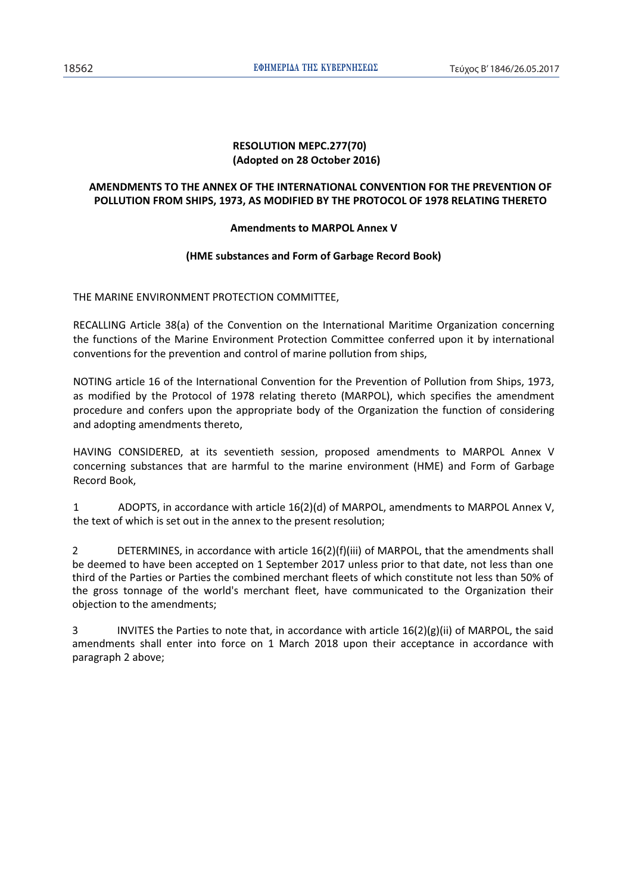**RESOLUTION MEPC.277(70)**
**(Adopted on 28 October 2016)**

**AMENDMENTS TO THE ANNEX OF THE INTERNATIONAL CONVENTION FOR THE PREVENTION OF POLLUTION FROM SHIPS, 1973, AS MODIFIED BY THE PROTOCOL OF 1978 RELATING THERETO**

**Amendments to MARPOL Annex V**

**(HME substances and Form of Garbage Record Book)**

THE MARINE ENVIRONMENT PROTECTION COMMITTEE,

RECALLING Article 38(a) of the Convention on the International Maritime Organization concerning the functions of the Marine Environment Protection Committee conferred upon it by international conventions for the prevention and control of marine pollution from ships,

NOTING article 16 of the International Convention for the Prevention of Pollution from Ships, 1973, as modified by the Protocol of 1978 relating thereto (MARPOL), which specifies the amendment procedure and confers upon the appropriate body of the Organization the function of considering and adopting amendments thereto,

HAVING CONSIDERED, at its seventieth session, proposed amendments to MARPOL Annex V concerning substances that are harmful to the marine environment (HME) and Form of Garbage Record Book,

1 ADOPTS, in accordance with article 16(2)(d) of MARPOL, amendments to MARPOL Annex V, the text of which is set out in the annex to the present resolution;

2 DETERMINES, in accordance with article 16(2)(f)(iii) of MARPOL, that the amendments shall be deemed to have been accepted on 1 September 2017 unless prior to that date, not less than one third of the Parties or Parties the combined merchant fleets of which constitute not less than 50% of the gross tonnage of the world's merchant fleet, have communicated to the Organization their objection to the amendments;

3 INVITES the Parties to note that, in accordance with article 16(2)(g)(ii) of MARPOL, the said amendments shall enter into force on 1 March 2018 upon their acceptance in accordance with paragraph 2 above;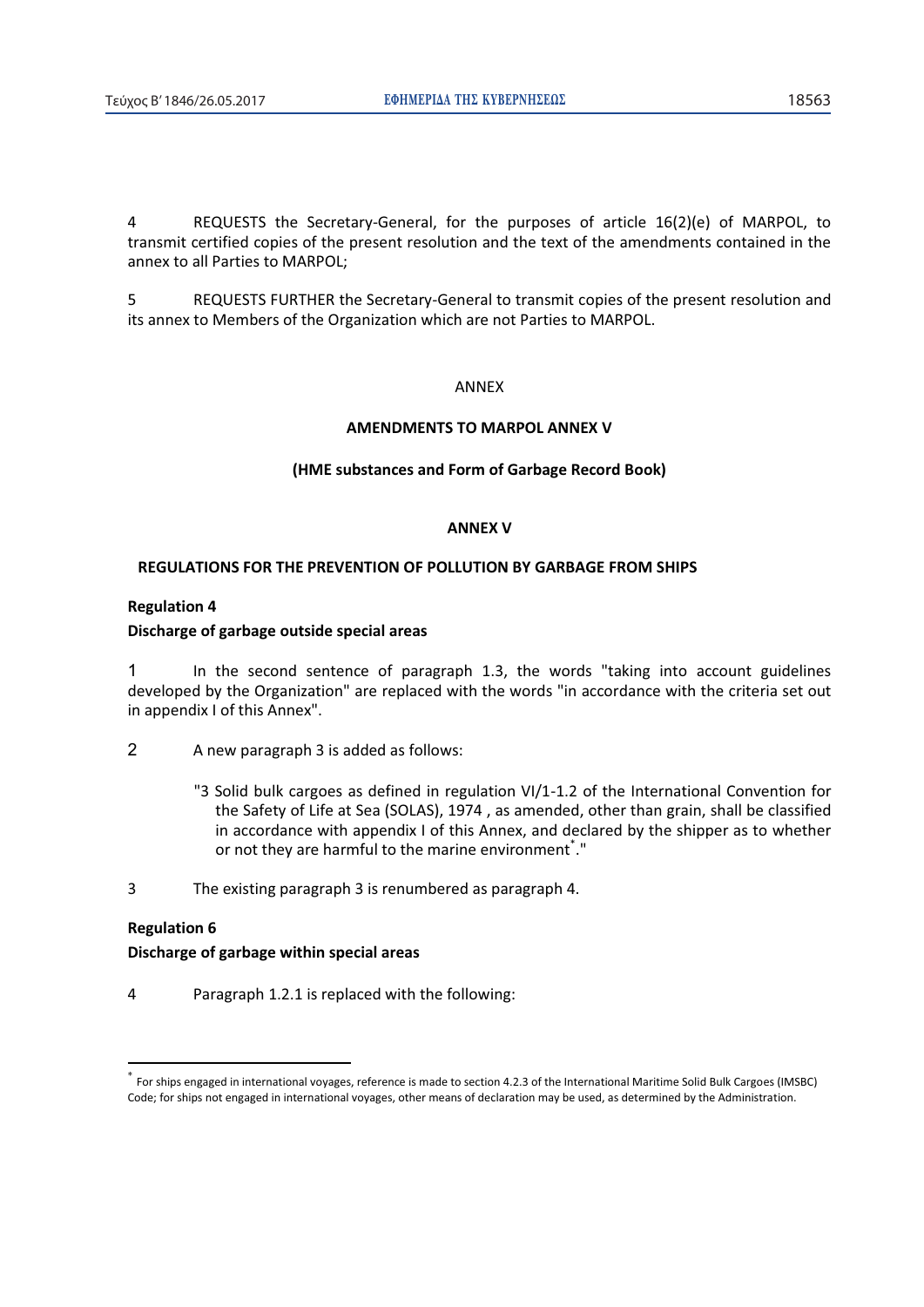4 REQUESTS the Secretary-General, for the purposes of article 16(2)(e) of MARPOL, to transmit certified copies of the present resolution and the text of the amendments contained in the annex to all Parties to MARPOL;

5 REQUESTS FURTHER the Secretary-General to transmit copies of the present resolution and its annex to Members of the Organization which are not Parties to MARPOL.

ANNEX

**AMENDMENTS TO MARPOL ANNEX V**

**(HME substances and Form of Garbage Record Book)**

**ANNEX V**

**REGULATIONS FOR THE PREVENTION OF POLLUTION BY GARBAGE FROM SHIPS**

**Regulation 4**

**Discharge of garbage outside special areas**

1 In the second sentence of paragraph 1.3, the words "taking into account guidelines developed by the Organization" are replaced with the words "in accordance with the criteria set out in appendix I of this Annex".

2 A new paragraph 3 is added as follows:

> "3 Solid bulk cargoes as defined in regulation VI/1-1.2 of the International Convention for the Safety of Life at Sea (SOLAS), 1974 , as amended, other than grain, shall be classified in accordance with appendix I of this Annex, and declared by the shipper as to whether or not they are harmful to the marine environment*."

3 The existing paragraph 3 is renumbered as paragraph 4.

**Regulation 6**

**Discharge of garbage within special areas**

4 Paragraph 1.2.1 is replaced with the following:

* For ships engaged in international voyages, reference is made to section 4.2.3 of the International Maritime Solid Bulk Cargoes (IMSBC) Code; for ships not engaged in international voyages, other means of declaration may be used, as determined by the Administration.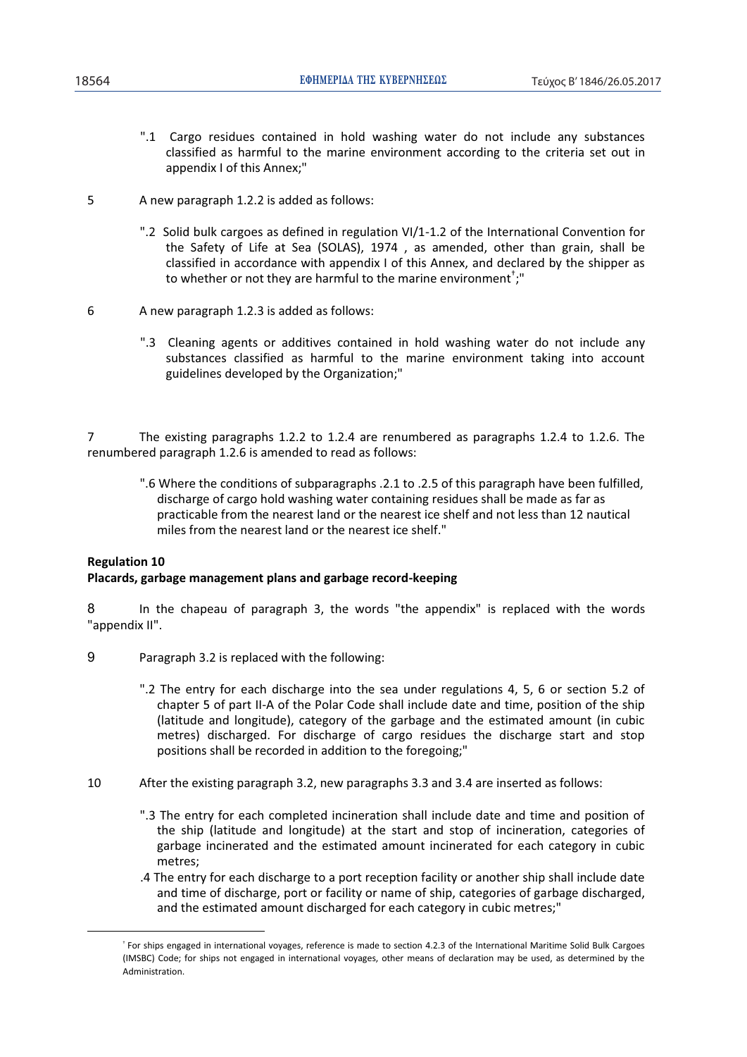".1 Cargo residues contained in hold washing water do not include any substances classified as harmful to the marine environment according to the criteria set out in appendix I of this Annex;"

5 A new paragraph 1.2.2 is added as follows:

".2 Solid bulk cargoes as defined in regulation VI/1-1.2 of the International Convention for the Safety of Life at Sea (SOLAS), 1974 , as amended, other than grain, shall be classified in accordance with appendix I of this Annex, and declared by the shipper as to whether or not they are harmful to the marine environment[†];"

6 A new paragraph 1.2.3 is added as follows:

".3 Cleaning agents or additives contained in hold washing water do not include any substances classified as harmful to the marine environment taking into account guidelines developed by the Organization;"

7 The existing paragraphs 1.2.2 to 1.2.4 are renumbered as paragraphs 1.2.4 to 1.2.6. The renumbered paragraph 1.2.6 is amended to read as follows:

".6 Where the conditions of subparagraphs .2.1 to .2.5 of this paragraph have been fulfilled, discharge of cargo hold washing water containing residues shall be made as far as practicable from the nearest land or the nearest ice shelf and not less than 12 nautical miles from the nearest land or the nearest ice shelf."

**Regulation 10**
**Placards, garbage management plans and garbage record-keeping**

8 In the chapeau of paragraph 3, the words "the appendix" is replaced with the words "appendix II".

9 Paragraph 3.2 is replaced with the following:

".2 The entry for each discharge into the sea under regulations 4, 5, 6 or section 5.2 of chapter 5 of part II-A of the Polar Code shall include date and time, position of the ship (latitude and longitude), category of the garbage and the estimated amount (in cubic metres) discharged. For discharge of cargo residues the discharge start and stop positions shall be recorded in addition to the foregoing;"

10 After the existing paragraph 3.2, new paragraphs 3.3 and 3.4 are inserted as follows:

".3 The entry for each completed incineration shall include date and time and position of the ship (latitude and longitude) at the start and stop of incineration, categories of garbage incinerated and the estimated amount incinerated for each category in cubic metres;

.4 The entry for each discharge to a port reception facility or another ship shall include date and time of discharge, port or facility or name of ship, categories of garbage discharged, and the estimated amount discharged for each category in cubic metres;"

[†] For ships engaged in international voyages, reference is made to section 4.2.3 of the International Maritime Solid Bulk Cargoes (IMSBC) Code; for ships not engaged in international voyages, other means of declaration may be used, as determined by the Administration.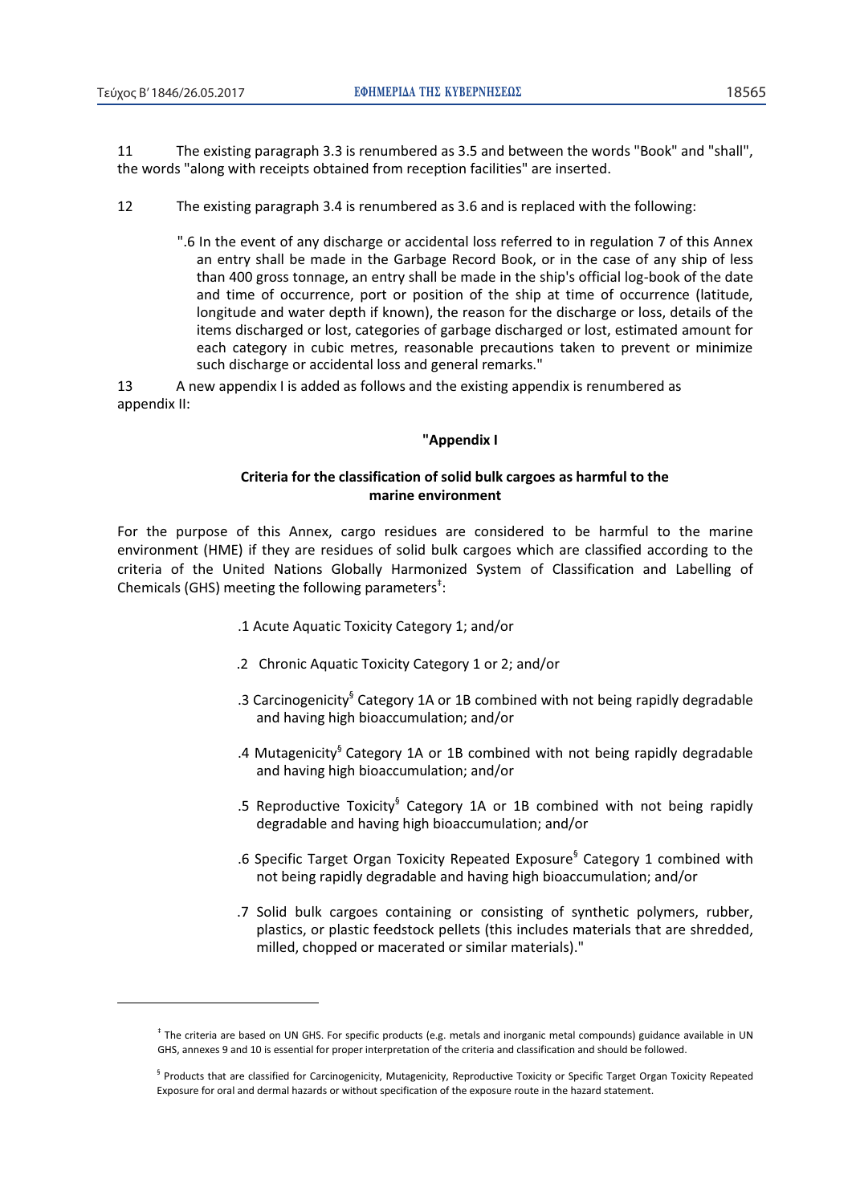11 The existing paragraph 3.3 is renumbered as 3.5 and between the words "Book" and "shall", the words "along with receipts obtained from reception facilities" are inserted.

12 The existing paragraph 3.4 is renumbered as 3.6 and is replaced with the following:

> ".6 In the event of any discharge or accidental loss referred to in regulation 7 of this Annex an entry shall be made in the Garbage Record Book, or in the case of any ship of less than 400 gross tonnage, an entry shall be made in the ship's official log-book of the date and time of occurrence, port or position of the ship at time of occurrence (latitude, longitude and water depth if known), the reason for the discharge or loss, details of the items discharged or lost, categories of garbage discharged or lost, estimated amount for each category in cubic metres, reasonable precautions taken to prevent or minimize such discharge or accidental loss and general remarks."

13 A new appendix I is added as follows and the existing appendix is renumbered as appendix II:

**"Appendix I**

**Criteria for the classification of solid bulk cargoes as harmful to the marine environment**

For the purpose of this Annex, cargo residues are considered to be harmful to the marine environment (HME) if they are residues of solid bulk cargoes which are classified according to the criteria of the United Nations Globally Harmonized System of Classification and Labelling of Chemicals (GHS) meeting the following parameters[‡]:

.1 Acute Aquatic Toxicity Category 1; and/or

.2 Chronic Aquatic Toxicity Category 1 or 2; and/or

.3 Carcinogenicity[§] Category 1A or 1B combined with not being rapidly degradable and having high bioaccumulation; and/or

.4 Mutagenicity[§] Category 1A or 1B combined with not being rapidly degradable and having high bioaccumulation; and/or

.5 Reproductive Toxicity[§] Category 1A or 1B combined with not being rapidly degradable and having high bioaccumulation; and/or

.6 Specific Target Organ Toxicity Repeated Exposure[§] Category 1 combined with not being rapidly degradable and having high bioaccumulation; and/or

.7 Solid bulk cargoes containing or consisting of synthetic polymers, rubber, plastics, or plastic feedstock pellets (this includes materials that are shredded, milled, chopped or macerated or similar materials)."

---

[‡] The criteria are based on UN GHS. For specific products (e.g. metals and inorganic metal compounds) guidance available in UN GHS, annexes 9 and 10 is essential for proper interpretation of the criteria and classification and should be followed.

[§] Products that are classified for Carcinogenicity, Mutagenicity, Reproductive Toxicity or Specific Target Organ Toxicity Repeated Exposure for oral and dermal hazards or without specification of the exposure route in the hazard statement.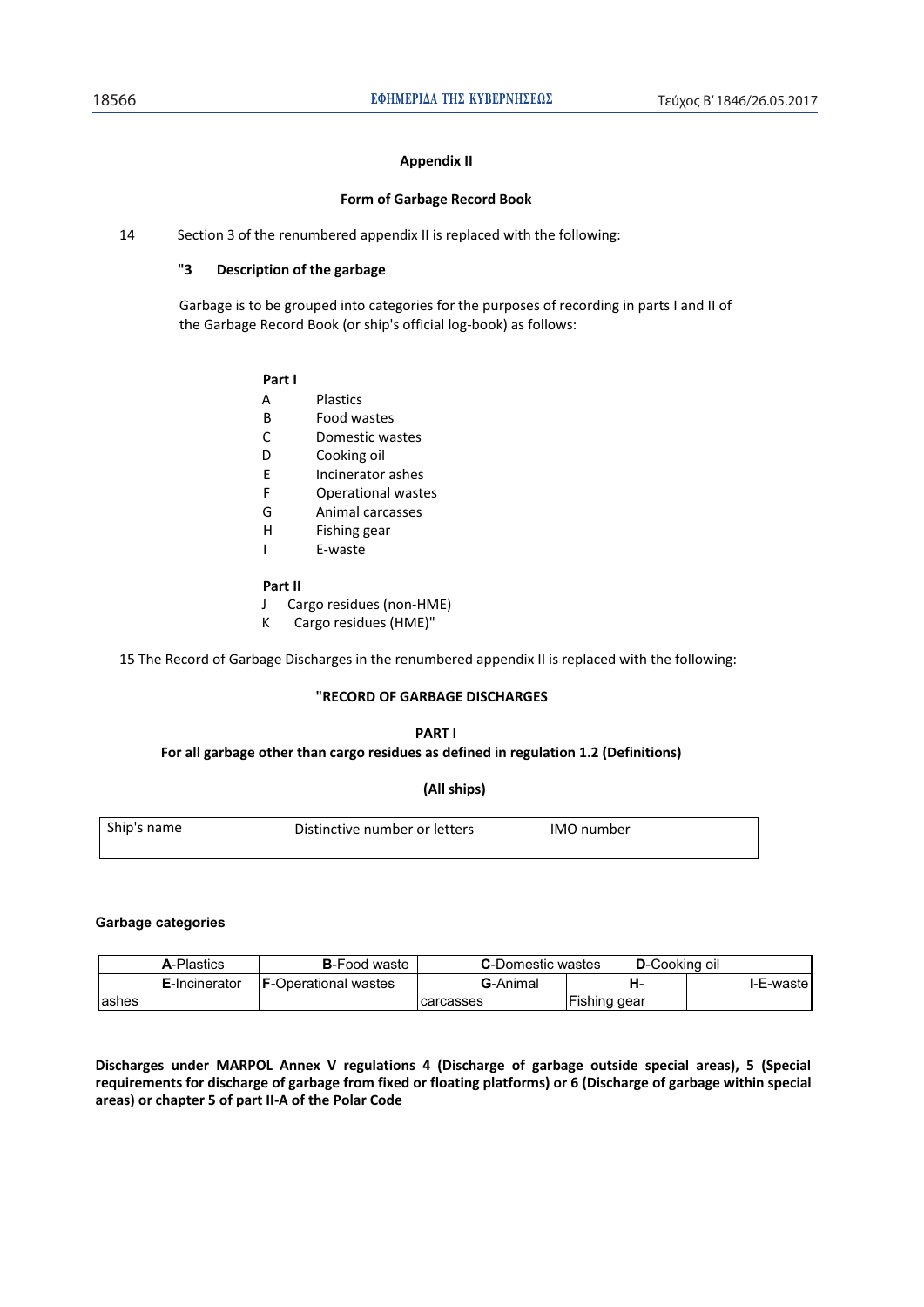**Appendix II**

**Form of Garbage Record Book**

14 Section 3 of the renumbered appendix II is replaced with the following:

**"3 Description of the garbage**

Garbage is to be grouped into categories for the purposes of recording in parts I and II of the Garbage Record Book (or ship's official log-book) as follows:

**Part I**

A Plastics
B Food wastes
C Domestic wastes
D Cooking oil
E Incinerator ashes
F Operational wastes
G Animal carcasses
H Fishing gear
I E-waste

**Part II**

J Cargo residues (non-HME)
K Cargo residues (HME)"

15 The Record of Garbage Discharges in the renumbered appendix II is replaced with the following:

**"RECORD OF GARBAGE DISCHARGES**

**PART I**

**For all garbage other than cargo residues as defined in regulation 1.2 (Definitions)**

**(All ships)**

| Ship's name | Distinctive number or letters | IMO number |
|---|---|---|
| | | |

**Garbage categories**

| **A**-Plastics | **B**-Food waste | **C**-Domestic wastes | **D**-Cooking oil | |
|---|---|---|---|---|
| **E**-Incinerator ashes | **F**-Operational wastes | **G**-Animal carcasses | **H**-Fishing gear | **I**-E-waste |

**Discharges under MARPOL Annex V regulations 4 (Discharge of garbage outside special areas), 5 (Special requirements for discharge of garbage from fixed or floating platforms) or 6 (Discharge of garbage within special areas) or chapter 5 of part II-A of the Polar Code**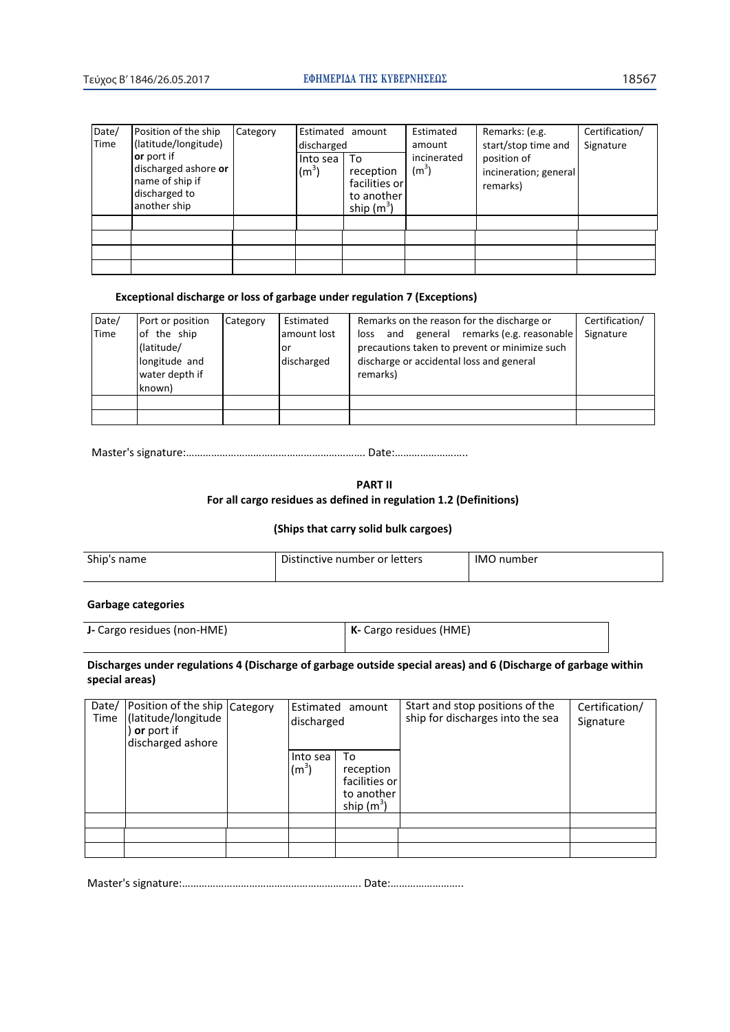| Date/ Time | Position of the ship (latitude/longitude) **or** port if discharged ashore **or** name of ship if discharged to another ship | Category | Estimated amount discharged | | Estimated amount incinerated ($m^3$) | Remarks: (e.g. start/stop time and position of incineration; general remarks) | Certification/ Signature |
|---|---|---|---|---|---|---|---|
| | | | Into sea ($m^3$) | To reception facilities or to another ship ($m^3$) | | | |
| | | | | | | | |
| | | | | | | | |
| | | | | | | | |
| | | | | | | | |

**Exceptional discharge or loss of garbage under regulation 7 (Exceptions)**

| Date/ Time | Port or position of the ship (latitude/ longitude and water depth if known) | Category | Estimated amount lost or discharged | Remarks on the reason for the discharge or loss and general remarks (e.g. reasonable precautions taken to prevent or minimize such discharge or accidental loss and general remarks) | Certification/ Signature |
|---|---|---|---|---|---|
| | | | | | |
| | | | | | |

Master's signature:…………………………………………………….. Date:……………………..

**PART II**
**For all cargo residues as defined in regulation 1.2 (Definitions)**

**(Ships that carry solid bulk cargoes)**

| Ship's name | Distinctive number or letters | IMO number |
|---|---|---|

**Garbage categories**

| **J-** Cargo residues (non-HME) | **K-** Cargo residues (HME) |
|---|---|

**Discharges under regulations 4 (Discharge of garbage outside special areas) and 6 (Discharge of garbage within special areas)**

| Date/ Time | Position of the ship (latitude/longitude) **or** port if discharged ashore | Category | Estimated amount discharged | | Start and stop positions of the ship for discharges into the sea | Certification/ Signature |
|---|---|---|---|---|---|---|
| | | | Into sea ($m^3$) | To reception facilities or to another ship ($m^3$) | | |
| | | | | | | |
| | | | | | | |
| | | | | | | |

Master's signature:…………………………………………………….. Date:……………………..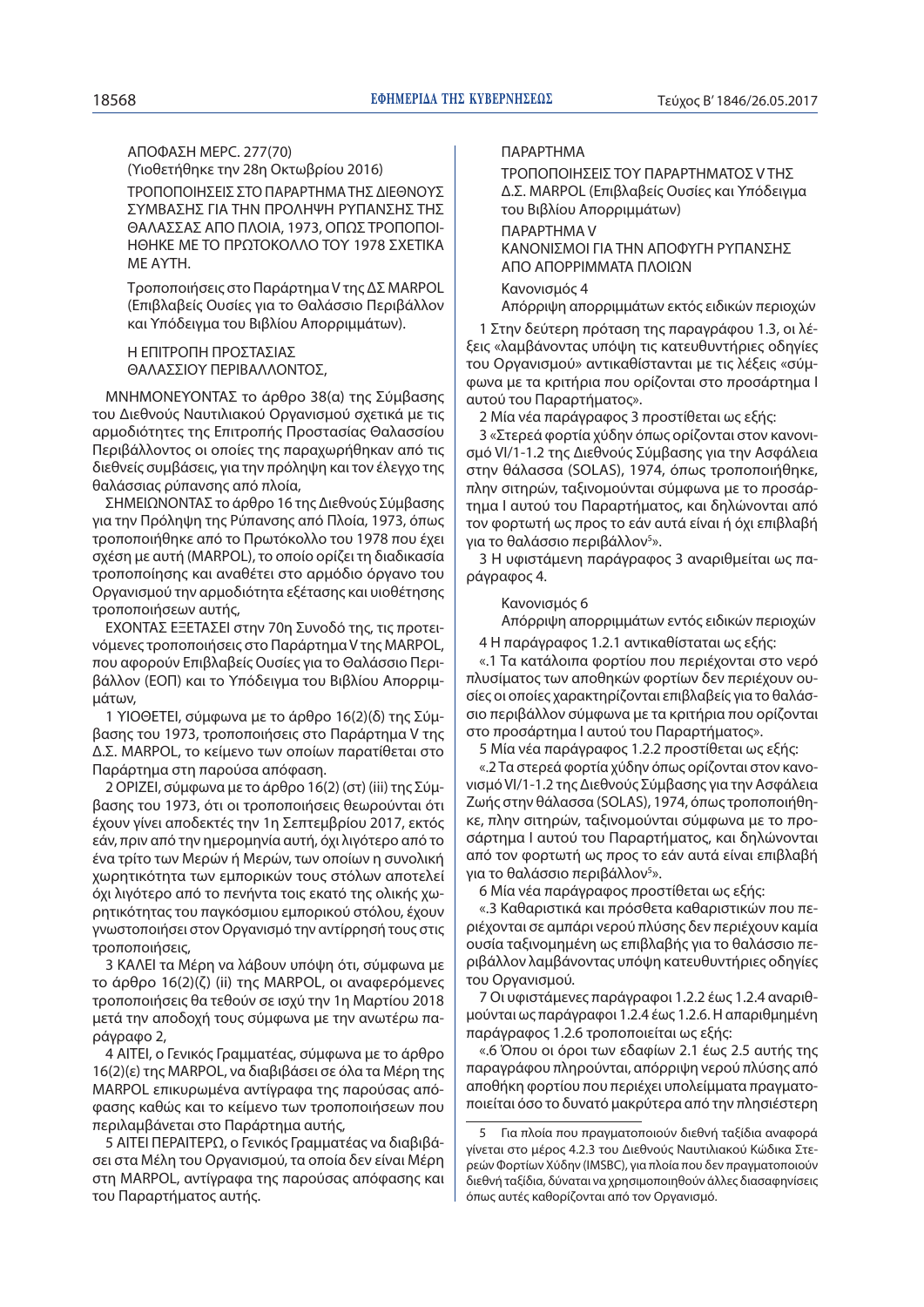ΑΠΟΦΑΣΗ MEPC. 277(70)
(Υιοθετήθηκε την 28η Οκτωβρίου 2016)

ΤΡΟΠΟΠΟΙΗΣΕΙΣ ΣΤΟ ΠΑΡΑΡΤΗΜΑ ΤΗΣ ΔΙΕΘΝΟΥΣ ΣΥΜΒΑΣΗΣ ΓΙΑ ΤΗΝ ΠΡΟΛΗΨΗ ΡΥΠΑΝΣΗΣ ΤΗΣ ΘΑΛΑΣΣΑΣ ΑΠΟ ΠΛΟΙΑ, 1973, ΟΠΩΣ ΤΡΟΠΟΠΟΙΗΘΗΚΕ ΜΕ ΤΟ ΠΡΩΤΟΚΟΛΛΟ ΤΟΥ 1978 ΣΧΕΤΙΚΑ ΜΕ ΑΥΤΗ.

Τροποποιήσεις στο Παράρτημα V της ΔΣ MARPOL (Επιβλαβείς Ουσίες για το Θαλάσσιο Περιβάλλον και Υπόδειγμα του Βιβλίου Απορριμμάτων).

Η ΕΠΙΤΡΟΠΗ ΠΡΟΣΤΑΣΙΑΣ ΘΑΛΑΣΣΙΟΥ ΠΕΡΙΒΑΛΛΟΝΤΟΣ,

ΜΝΗΜΟΝΕΥΟΝΤΑΣ το άρθρο 38(α) της Σύμβασης του Διεθνούς Ναυτιλιακού Οργανισμού σχετικά με τις αρμοδιότητες της Επιτροπής Προστασίας Θαλασσίου Περιβάλλοντος οι οποίες της παραχωρήθηκαν από τις διεθνείς συμβάσεις, για την πρόληψη και τον έλεγχο της θαλάσσιας ρύπανσης από πλοία,

ΣΗΜΕΙΩΝΟΝΤΑΣ το άρθρο 16 της Διεθνούς Σύμβασης για την Πρόληψη της Ρύπανσης από Πλοία, 1973, όπως τροποποιήθηκε από το Πρωτόκολλο του 1978 που έχει σχέση με αυτή (MARPOL), το οποίο ορίζει τη διαδικασία τροποποίησης και αναθέτει στο αρμόδιο όργανο του Οργανισμού την αρμοδιότητα εξέτασης και υιοθέτησης τροποποιήσεων αυτής,

ΕΧΟΝΤΑΣ ΕΞΕΤΑΣΕΙ στην 70η Συνοδό της, τις προτεινόμενες τροποποιήσεις στο Παράρτημα V της MARPOL, που αφορούν Επιβλαβείς Ουσίες για το Θαλάσσιο Περιβάλλον (ΕΟΠ) και το Υπόδειγμα του Βιβλίου Απορριμμάτων,

1 ΥΙΟΘΕΤΕΙ, σύμφωνα με το άρθρο 16(2)(δ) της Σύμβασης του 1973, τροποποιήσεις στο Παράρτημα V της Δ.Σ. MARPOL, το κείμενο των οποίων παρατίθεται στο Παράρτημα στη παρούσα απόφαση.

2 ΟΡΙΖΕΙ, σύμφωνα με το άρθρο 16(2) (στ) (iii) της Σύμβασης του 1973, ότι οι τροποποιήσεις θεωρούνται ότι έχουν γίνει αποδεκτές την 1η Σεπτεμβρίου 2017, εκτός εάν, πριν από την ημερομηνία αυτή, όχι λιγότερο από το ένα τρίτο των Μερών ή Μερών, των οποίων η συνολική χωρητικότητα των εμπορικών τους στόλων αποτελεί όχι λιγότερο από το πενήντα τοις εκατό της ολικής χωρητικότητας του παγκόσμιου εμπορικού στόλου, έχουν γνωστοποιήσει στον Οργανισμό την αντίρρησή τους στις τροποποιήσεις,

3 ΚΑΛΕΙ τα Μέρη να λάβουν υπόψη ότι, σύμφωνα με το άρθρο 16(2)(ζ) (ii) της MARPOL, οι αναφερόμενες τροποποιήσεις θα τεθούν σε ισχύ την 1η Μαρτίου 2018 μετά την αποδοχή τους σύμφωνα με την ανωτέρω παράγραφο 2,

4 ΑΙΤΕΙ, ο Γενικός Γραμματέας, σύμφωνα με το άρθρο 16(2)(ε) της MARPOL, να διαβιβάσει σε όλα τα Μέρη της MARPOL επικυρωμένα αντίγραφα της παρούσας απόφασης καθώς και το κείμενο των τροποποιήσεων που περιλαμβάνεται στο Παράρτημα αυτής,

5 ΑΙΤΕΙ ΠΕΡΑΙΤΕΡΩ, ο Γενικός Γραμματέας να διαβιβάσει στα Μέλη του Οργανισμού, τα οποία δεν είναι Μέρη στη MARPOL, αντίγραφα της παρούσας απόφασης και του Παραρτήματος αυτής,

ΠΑΡΑΡΤΗΜΑ

ΤΡΟΠΟΠΟΙΗΣΕΙΣ ΤΟΥ ΠΑΡΑΡΤΗΜΑΤΟΣ V ΤΗΣ Δ.Σ. MARPOL (Επιβλαβείς Ουσίες και Υπόδειγμα του Βιβλίου Απορριμμάτων)

ΠΑΡΑΡΤΗΜΑ V

ΚΑΝΟΝΙΣΜΟΙ ΓΙΑ ΤΗΝ ΑΠΟΦΥΓΗ ΡΥΠΑΝΣΗΣ ΑΠΟ ΑΠΟΡΡΙΜΜΑΤΑ ΠΛΟΙΩΝ

Κανονισμός 4

Απόρριψη απορριμμάτων εκτός ειδικών περιοχών

1 Στην δεύτερη πρόταση της παραγράφου 1.3, οι λέξεις «λαμβάνοντας υπόψη τις κατευθυντήριες οδηγίες του Οργανισμού» αντικαθίστανται με τις λέξεις «σύμφωνα με τα κριτήρια που ορίζονται στο προσάρτημα I αυτού του Παραρτήματος».

2 Μία νέα παράγραφος 3 προστίθεται ως εξής:

3 «Στερεά φορτία χύδην όπως ορίζονται στον κανονισμό VI/1-1.2 της Διεθνούς Σύμβασης για την Ασφάλεια στην θάλασσα (SOLAS), 1974, όπως τροποποιήθηκε, πλην σιτηρών, ταξινομούνται σύμφωνα με το προσάρτημα I αυτού του Παραρτήματος, και δηλώνονται από τον φορτωτή ως προς το εάν αυτά είναι ή όχι επιβλαβή για το θαλάσσιο περιβάλλον[5]».

3 Η υφιστάμενη παράγραφος 3 αναριθμείται ως παράγραφος 4.

Κανονισμός 6

Απόρριψη απορριμμάτων εντός ειδικών περιοχών

4 Η παράγραφος 1.2.1 αντικαθίσταται ως εξής:

«.1 Τα κατάλοιπα φορτίου που περιέχονται στο νερό πλυσίματος των αποθηκών φορτίων δεν περιέχουν ουσίες οι οποίες χαρακτηρίζονται επιβλαβείς για το θαλάσσιο περιβάλλον σύμφωνα με τα κριτήρια που ορίζονται στο προσάρτημα I αυτού του Παραρτήματος».

5 Μία νέα παράγραφος 1.2.2 προστίθεται ως εξής:

«.2 Τα στερεά φορτία χύδην όπως ορίζονται στον κανονισμό VI/1-1.2 της Διεθνούς Σύμβασης για την Ασφάλεια Ζωής στην θάλασσα (SOLAS), 1974, όπως τροποποιήθηκε, πλην σιτηρών, ταξινομούνται σύμφωνα με το προσάρτημα I αυτού του Παραρτήματος, και δηλώνονται από τον φορτωτή ως προς το εάν αυτά είναι επιβλαβή για το θαλάσσιο περιβάλλον[5]».

6 Μία νέα παράγραφος προστίθεται ως εξής:

«.3 Καθαριστικά και πρόσθετα καθαριστικών που περιέχονται σε αμπάρι νερού πλύσης δεν περιέχουν καμία ουσία ταξινομημένη ως επιβλαβής για το θαλάσσιο περιβάλλον λαμβάνοντας υπόψη κατευθυντήριες οδηγίες του Οργανισμού.

7 Οι υφιστάμενες παράγραφοι 1.2.2 έως 1.2.4 αναριθμούνται ως παράγραφοι 1.2.4 έως 1.2.6. Η απαριθμημένη παράγραφος 1.2.6 τροποποιείται ως εξής:

«.6 Όπου οι όροι των εδαφίων 2.1 έως 2.5 αυτής της παραγράφου πληρούνται, απόρριψη νερού πλύσης από αποθήκη φορτίου που περιέχει υπολείμματα πραγματοποιείται όσο το δυνατό μακρύτερα από την πλησιέστερη

---

[5] Για πλοία που πραγματοποιούν διεθνή ταξίδια αναφορά γίνεται στο μέρος 4.2.3 του Διεθνούς Ναυτιλιακού Κώδικα Στερεών Φορτίων Χύδην (IMSBC), για πλοία που δεν πραγματοποιούν διεθνή ταξίδια, δύναται να χρησιμοποιηθούν άλλες διασαφηνίσεις όπως αυτές καθορίζονται από τον Οργανισμό.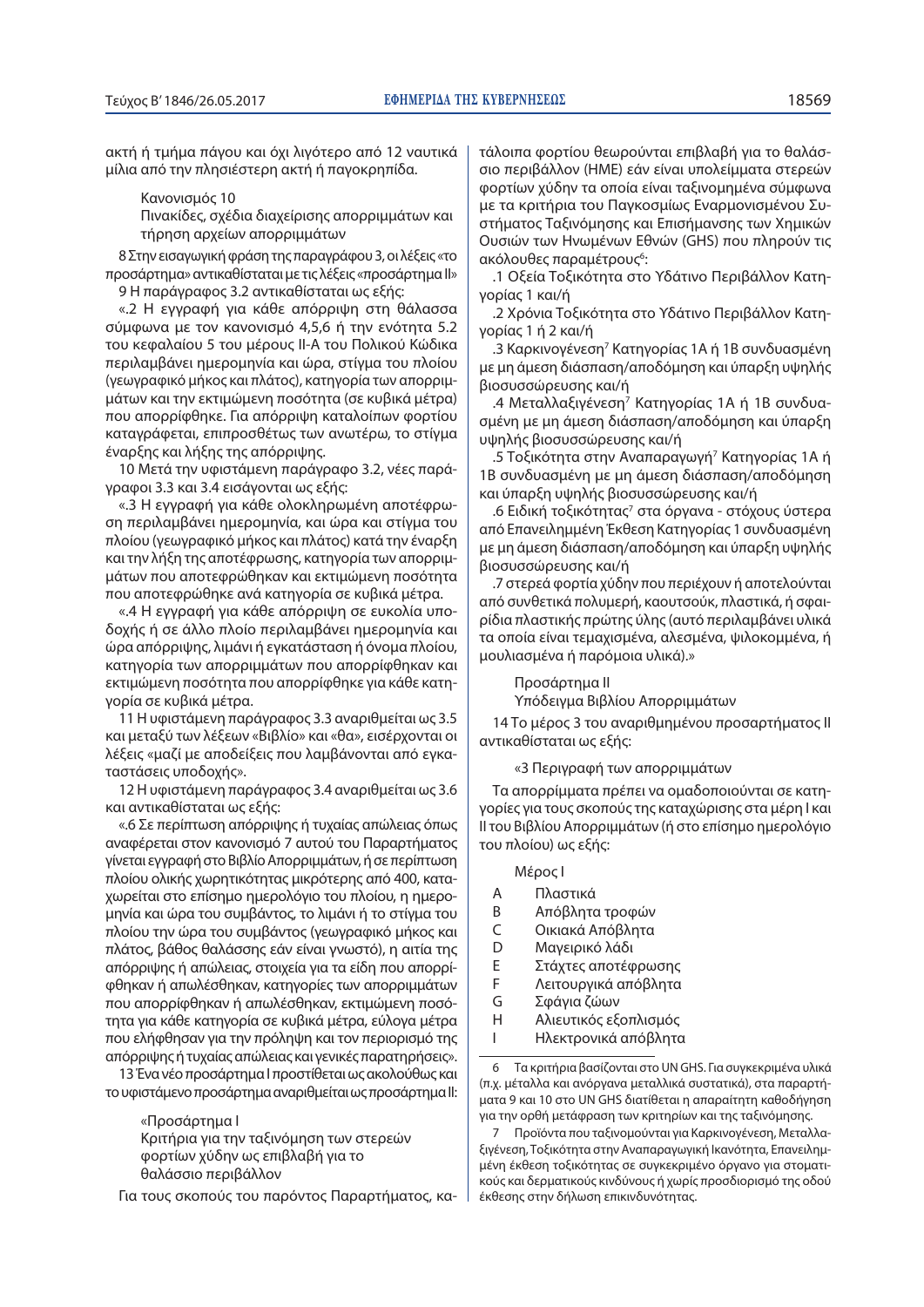ακτή ή τμήμα πάγου και όχι λιγότερο από 12 ναυτικά μίλια από την πλησιέστερη ακτή ή παγοκρηπίδα.

Κανονισμός 10

Πινακίδες, σχέδια διαχείρισης απορριμμάτων και τήρηση αρχείων απορριμμάτων

8 Στην εισαγωγική φράση της παραγράφου 3, οι λέξεις «το προσάρτημα» αντικαθίσταται με τις λέξεις «προσάρτημα II»

9 Η παράγραφος 3.2 αντικαθίσταται ως εξής:

«.2 Η εγγραφή για κάθε απόρριψη στη θάλασσα σύμφωνα με τον κανονισμό 4,5,6 ή την ενότητα 5.2 του κεφαλαίου 5 του μέρους II-A του Πολικού Κώδικα περιλαμβάνει ημερομηνία και ώρα, στίγμα του πλοίου (γεωγραφικό μήκος και πλάτος), κατηγορία των απορριμμάτων και την εκτιμώμενη ποσότητα (σε κυβικά μέτρα) που απορρίφθηκε. Για απόρριψη καταλοίπων φορτίου καταγράφεται, επιπροσθέτως των ανωτέρω, το στίγμα έναρξης και λήξης της απόρριψης.

10 Μετά την υφιστάμενη παράγραφο 3.2, νέες παράγραφοι 3.3 και 3.4 εισάγονται ως εξής:

«.3 Η εγγραφή για κάθε ολοκληρωμένη αποτέφρωση περιλαμβάνει ημερομηνία, και ώρα και στίγμα του πλοίου (γεωγραφικό μήκος και πλάτος) κατά την έναρξη και την λήξη της αποτέφρωσης, κατηγορία των απορριμμάτων που αποτεφρώθηκαν και εκτιμώμενη ποσότητα που αποτεφρώθηκε ανά κατηγορία σε κυβικά μέτρα.

«.4 Η εγγραφή για κάθε απόρριψη σε ευκολία υποδοχής ή σε άλλο πλοίο περιλαμβάνει ημερομηνία και ώρα απόρριψης, λιμάνι ή εγκατάσταση ή όνομα πλοίου, κατηγορία των απορριμμάτων που απορρίφθηκαν και εκτιμώμενη ποσότητα που απορρίφθηκε για κάθε κατηγορία σε κυβικά μέτρα.

11 Η υφιστάμενη παράγραφος 3.3 αναριθμείται ως 3.5 και μεταξύ των λέξεων «Βιβλίο» και «θα», εισέρχονται οι λέξεις «μαζί με αποδείξεις που λαμβάνονται από εγκαταστάσεις υποδοχής».

12 Η υφιστάμενη παράγραφος 3.4 αναριθμείται ως 3.6 και αντικαθίσταται ως εξής:

«.6 Σε περίπτωση απόρριψης ή τυχαίας απώλειας όπως αναφέρεται στον κανονισμό 7 αυτού του Παραρτήματος γίνεται εγγραφή στο Βιβλίο Απορριμμάτων, ή σε περίπτωση πλοίου ολικής χωρητικότητας μικρότερης από 400, καταχωρείται στο επίσημο ημερολόγιο του πλοίου, η ημερομηνία και ώρα του συμβάντος, το λιμάνι ή το στίγμα του πλοίου την ώρα του συμβάντος (γεωγραφικό μήκος και πλάτος, βάθος θαλάσσης εάν είναι γνωστό), η αιτία της απόρριψης ή απώλειας, στοιχεία για τα είδη που απορρίφθηκαν ή απωλέσθηκαν, κατηγορίες των απορριμμάτων που απορρίφθηκαν ή απωλέσθηκαν, εκτιμώμενη ποσότητα για κάθε κατηγορία σε κυβικά μέτρα, εύλογα μέτρα που ελήφθησαν για την πρόληψη και τον περιορισμό της απόρριψης ή τυχαίας απώλειας και γενικές παρατηρήσεις».

13 Ένα νέο προσάρτημα I προστίθεται ως ακολούθως και το υφιστάμενο προσάρτημα αναριθμείται ως προσάρτημα II:

«Προσάρτημα I

Κριτήρια για την ταξινόμηση των στερεών φορτίων χύδην ως επιβλαβή για το θαλάσσιο περιβάλλον

Για τους σκοπούς του παρόντος Παραρτήματος, κατάλοιπα φορτίου θεωρούνται επιβλαβή για το θαλάσσιο περιβάλλον (HME) εάν είναι υπολείμματα στερεών φορτίων χύδην τα οποία είναι ταξινομημένα σύμφωνα με τα κριτήρια του Παγκοσμίως Εναρμονισμένου Συστήματος Ταξινόμησης και Επισήμανσης των Χημικών Ουσιών των Ηνωμένων Εθνών (GHS) που πληρούν τις ακόλουθες παραμέτρους[6]:

.1 Οξεία Τοξικότητα στο Υδάτινο Περιβάλλον Κατηγορίας 1 και/ή

.2 Χρόνια Τοξικότητα στο Υδάτινο Περιβάλλον Κατηγορίας 1 ή 2 και/ή

.3 Καρκινογένεση[7] Κατηγορίας 1A ή 1B συνδυασμένη με μη άμεση διάσπαση/αποδόμηση και ύπαρξη υψηλής βιοσυσσώρευσης και/ή

.4 Μεταλλαξιγένεση[7] Κατηγορίας 1A ή 1B συνδυασμένη με μη άμεση διάσπαση/αποδόμηση και ύπαρξη υψηλής βιοσυσσώρευσης και/ή

.5 Τοξικότητα στην Αναπαραγωγή[7] Κατηγορίας 1A ή 1B συνδυασμένη με μη άμεση διάσπαση/αποδόμηση και ύπαρξη υψηλής βιοσυσσώρευσης και/ή

.6 Ειδική τοξικότητας[7] στα όργανα - στόχους ύστερα από Επανειλημμένη Έκθεση Κατηγορίας 1 συνδυασμένη με μη άμεση διάσπαση/αποδόμηση και ύπαρξη υψηλής βιοσυσσώρευσης και/ή

.7 στερεά φορτία χύδην που περιέχουν ή αποτελούνται από συνθετικά πολυμερή, καουτσούκ, πλαστικά, ή σφαιρίδια πλαστικής πρώτης ύλης (αυτό περιλαμβάνει υλικά τα οποία είναι τεμαχισμένα, αλεσμένα, ψιλοκομμένα, ή μουλιασμένα ή παρόμοια υλικά).»

Προσάρτημα II

Υπόδειγμα Βιβλίου Απορριμμάτων

14 Το μέρος 3 του αναριθμημένου προσαρτήματος II αντικαθίσταται ως εξής:

«3 Περιγραφή των απορριμμάτων

Τα απορρίμματα πρέπει να ομαδοποιούνται σε κατηγορίες για τους σκοπούς της καταχώρισης στα μέρη I και II του Βιβλίου Απορριμμάτων (ή στο επίσημο ημερολόγιο του πλοίου) ως εξής:

Μέρος I

| | |
|---|---|
| A | Πλαστικά |
| B | Απόβλητα τροφών |
| C | Οικιακά Απόβλητα |
| D | Μαγειρικό λάδι |
| E | Στάχτες αποτέφρωσης |
| F | Λειτουργικά απόβλητα |
| G | Σφάγια ζώων |
| H | Αλιευτικός εξοπλισμός |
| I | Ηλεκτρονικά απόβλητα |

---

6 Τα κριτήρια βασίζονται στο UN GHS. Για συγκεκριμένα υλικά (π.χ. μέταλλα και ανόργανα μεταλλικά συστατικά), στα παραρτήματα 9 και 10 στο UN GHS διατίθεται η απαραίτητη καθοδήγηση για την ορθή μετάφραση των κριτηρίων και της ταξινόμησης.

7 Προϊόντα που ταξινομούνται για Καρκινογένεση, Μεταλλαξιγένεση, Τοξικότητα στην Αναπαραγωγική Ικανότητα, Επανειλημμένη έκθεση τοξικότητας σε συγκεκριμένο όργανο για στοματικούς και δερματικούς κινδύνους ή χωρίς προσδιορισμό της οδού έκθεσης στην δήλωση επικινδυνότητας.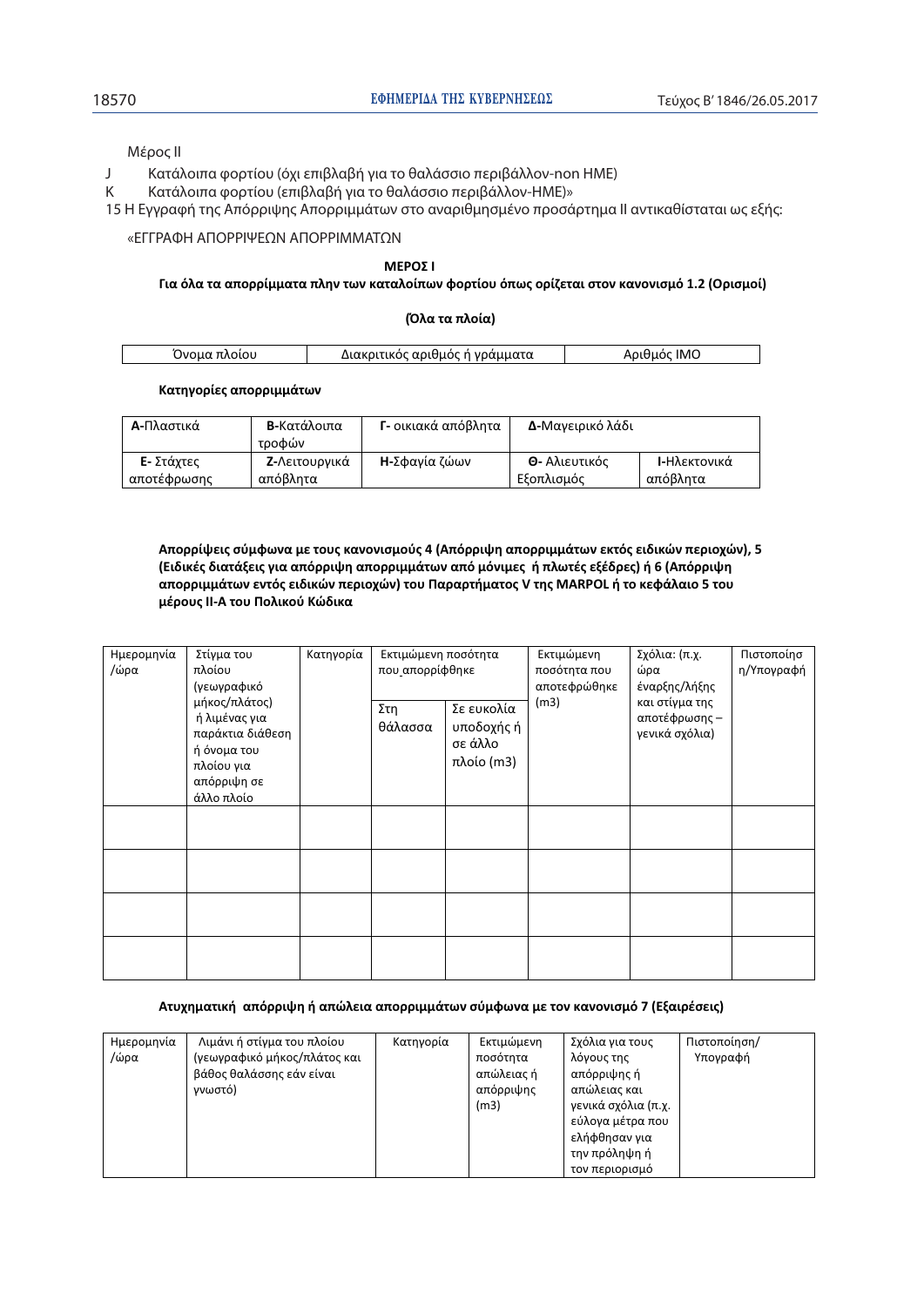Μέρος II

J Κατάλοιπα φορτίου (όχι επιβλαβή για το θαλάσσιο περιβάλλον-non HME)

K Κατάλοιπα φορτίου (επιβλαβή για το θαλάσσιο περιβάλλον-HME)»

15 Η Εγγραφή της Απόρριψης Απορριμμάτων στο αναριθμημένο προσάρτημα II αντικαθίσταται ως εξής:

«ΕΓΓΡΑΦΗ ΑΠΟΡΡΙΨΕΩΝ ΑΠΟΡΡΙΜΜΑΤΩΝ

**ΜΕΡΟΣ Ι**

**Για όλα τα απορρίμματα πλην των καταλοίπων φορτίου όπως ορίζεται στον κανονισμό 1.2 (Ορισμοί)**

**(Όλα τα πλοία)**

| Όνομα πλοίου | Διακριτικός αριθμός ή γράμματα | Αριθμός IMO |
|---|---|---|

**Κατηγορίες απορριμμάτων**

| **Α-**Πλαστικά | **Β-**Κατάλοιπα τροφών | **Γ-** οικιακά απόβλητα | **Δ-**Μαγειρικό λάδι | |
|---|---|---|---|---|
| **Ε-** Στάχτες αποτέφρωσης | **Ζ-**Λειτουργικά απόβλητα | **Η-**Σφαγία ζώων | **Θ-** Αλιευτικός Εξοπλισμός | **Ι-**Ηλεκτονικά απόβλητα |

**Απορρίψεις σύμφωνα με τους κανονισμούς 4 (Απόρριψη απορριμμάτων εκτός ειδικών περιοχών), 5 (Ειδικές διατάξεις για απόρριψη απορριμμάτων από μόνιμες ή πλωτές εξέδρες) ή 6 (Απόρριψη απορριμμάτων εντός ειδικών περιοχών) του Παραρτήματος V της MARPOL ή το κεφάλαιο 5 του μέρους II-A του Πολικού Κώδικα**

| Ημερομηνία /ώρα | Στίγμα του πλοίου (γεωγραφικό μήκος/πλάτος) ή λιμένας για παράκτια διάθεση ή όνομα του πλοίου για απόρριψη σε άλλο πλοίο | Κατηγορία | Εκτιμώμενη ποσότητα που απορρίφθηκε | | Εκτιμώμενη ποσότητα που αποτεφρώθηκε (m3) | Σχόλια: (π.χ. ώρα έναρξης/λήξης και στίγμα της αποτέφρωσης – γενικά σχόλια) | Πιστοποίηση/Υπογραφή |
|---|---|---|---|---|---|---|---|
| | | | Στη θάλασσα | Σε ευκολία υποδοχής ή σε άλλο πλοίο (m3) | | | |
| | | | | | | | |
| | | | | | | | |
| | | | | | | | |
| | | | | | | | |

**Ατυχηματική απόρριψη ή απώλεια απορριμμάτων σύμφωνα με τον κανονισμό 7 (Εξαιρέσεις)**

| Ημερομηνία /ώρα | Λιμάνι ή στίγμα του πλοίου (γεωγραφικό μήκος/πλάτος και βάθος θαλάσσης εάν είναι γνωστό) | Κατηγορία | Εκτιμώμενη ποσότητα απώλειας ή απόρριψης (m3) | Σχόλια για τους λόγους της απόρριψης ή απώλειας και γενικά σχόλια (π.χ. εύλογα μέτρα που ελήφθησαν για την πρόληψη ή τον περιορισμό | Πιστοποίηση/ Υπογραφή |
|---|---|---|---|---|---|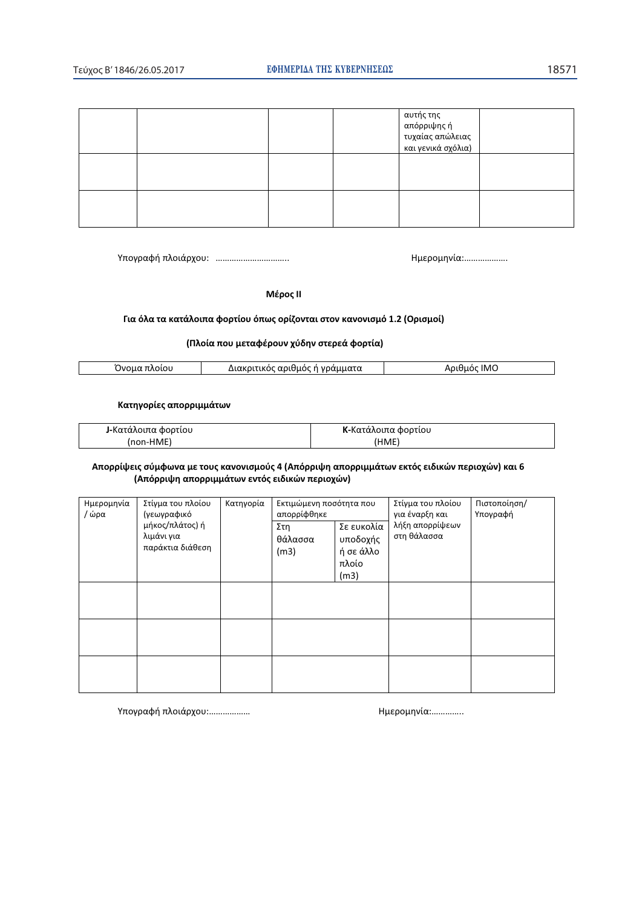| | | | | αυτής της απόρριψης ή τυχαίας απώλειας και γενικά σχόλια) | |
|---|---|---|---|---|---|
| | | | | | |
| | | | | | |

Υπογραφή πλοιάρχου: ………………………….. Ημερομηνία:……………….

**Μέρος ΙΙ**

**Για όλα τα κατάλοιπα φορτίου όπως ορίζονται στον κανονισμό 1.2 (Ορισμοί)**

**(Πλοία που μεταφέρουν χύδην στερεά φορτία)**

| Όνομα πλοίου | Διακριτικός αριθμός ή γράμματα | Αριθμός IMO |
|---|---|---|

**Κατηγορίες απορριμμάτων**

| **J-**Κατάλοιπα φορτίου (non-HME) | **K-**Κατάλοιπα φορτίου (HME) |
|---|---|

**Απορρίψεις σύμφωνα με τους κανονισμούς 4 (Απόρριψη απορριμμάτων εκτός ειδικών περιοχών) και 6 (Απόρριψη απορριμμάτων εντός ειδικών περιοχών)**

| Ημερομηνία / ώρα | Στίγμα του πλοίου (γεωγραφικό μήκος/πλάτος) ή λιμάνι για παράκτια διάθεση | Κατηγορία | Εκτιμώμενη ποσότητα που απορρίφθηκε | | Στίγμα του πλοίου για έναρξη και λήξη απορρίψεων στη θάλασσα | Πιστοποίηση/ Υπογραφή |
|---|---|---|---|---|---|---|
| | | | Στη θάλασσα (m3) | Σε ευκολία υποδοχής ή σε άλλο πλοίο (m3) | | |
| | | | | | | |
| | | | | | | |
| | | | | | | |

Υπογραφή πλοιάρχου:……………… Ημερομηνία:…………..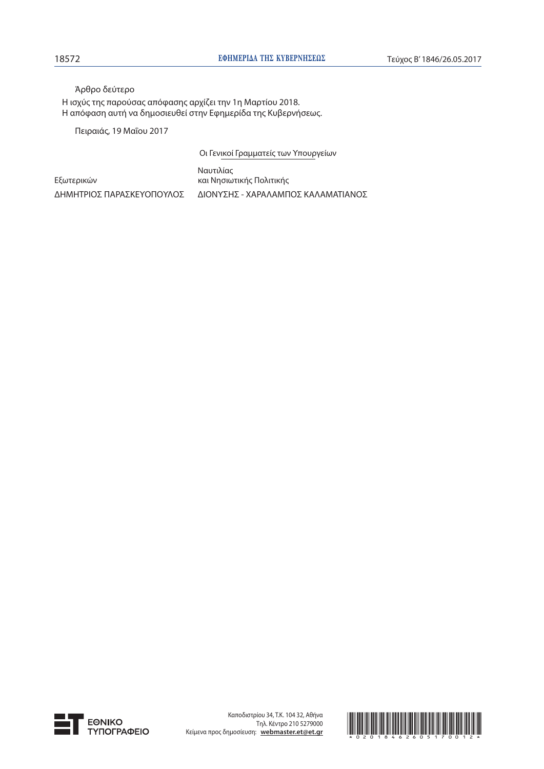Άρθρο δεύτερο

Η ισχύς της παρούσας απόφασης αρχίζει την 1η Μαρτίου 2018.
Η απόφαση αυτή να δημοσιευθεί στην Εφημερίδα της Κυβερνήσεως.

Πειραιάς, 19 Μαΐου 2017

Οι Γενικοί Γραμματείς των Υπουργείων

| | |
|---|---|
| Εξωτερικών | Ναυτιλίας και Νησιωτικής Πολιτικής |
| ΔΗΜΗΤΡΙΟΣ ΠΑΡΑΣΚΕΥΟΠΟΥΛΟΣ | ΔΙΟΝΥΣΗΣ - ΧΑΡΑΛΑΜΠΟΣ ΚΑΛΑΜΑΤΙΑΝΟΣ |

ΕΘΝΙΚΟ ΤΥΠΟΓΡΑΦΕΙΟ

Καποδιστρίου 34, Τ.Κ. 104 32, Αθήνα
Τηλ. Κέντρο 210 5279000
Κείμενα προς δημοσίευση: **webmaster.et@et.gr**

*02018462605170012*